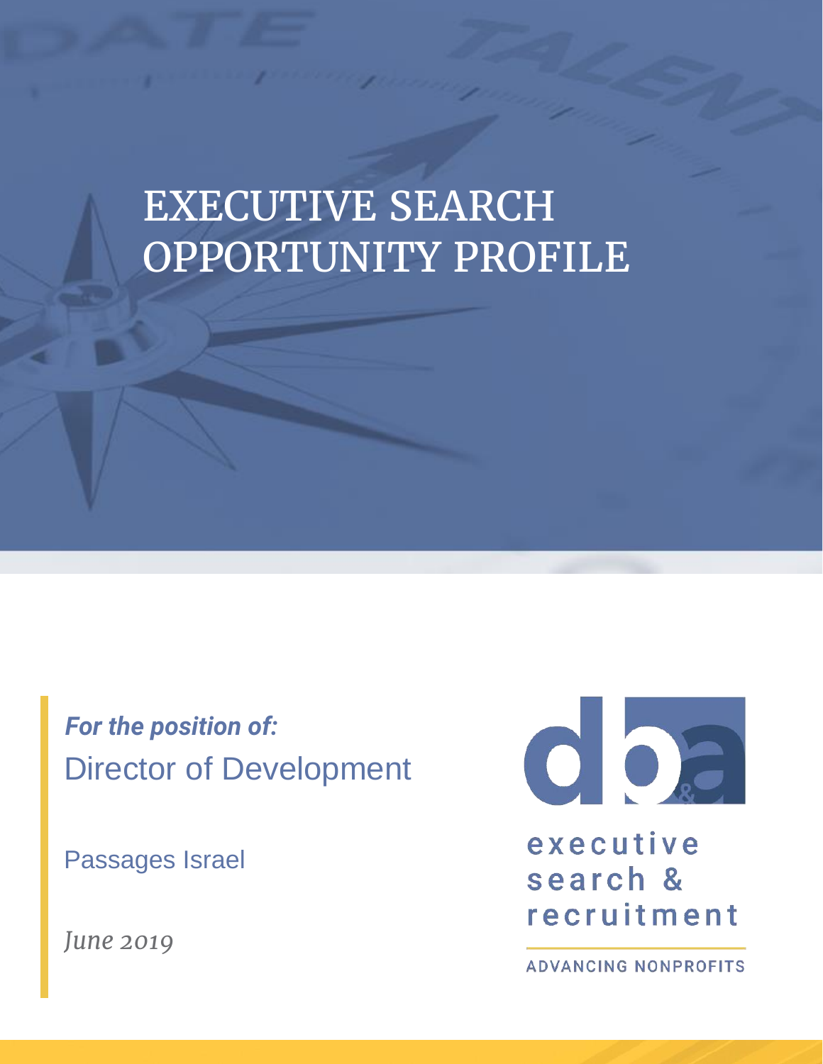# EXECUTIVE SEARCH OPPORTUNITY PROFILE

***For the position of:***

Director of Development

Passages Israel

*June 2019*

executive search & recruitment

ADVANCING NONPROFITS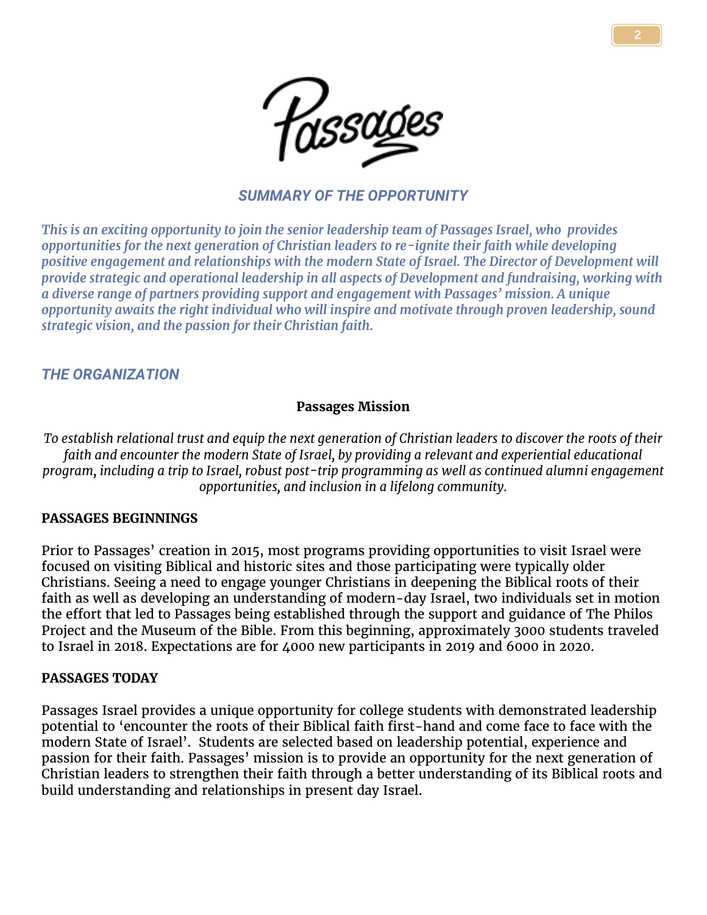Passages

## *SUMMARY OF THE OPPORTUNITY*

*This is an exciting opportunity to join the senior leadership team of Passages Israel, who provides opportunities for the next generation of Christian leaders to re-ignite their faith while developing positive engagement and relationships with the modern State of Israel. The Director of Development will provide strategic and operational leadership in all aspects of Development and fundraising, working with a diverse range of partners providing support and engagement with Passages' mission. A unique opportunity awaits the right individual who will inspire and motivate through proven leadership, sound strategic vision, and the passion for their Christian faith.*

## *THE ORGANIZATION*

**Passages Mission**

*To establish relational trust and equip the next generation of Christian leaders to discover the roots of their faith and encounter the modern State of Israel, by providing a relevant and experiential educational program, including a trip to Israel, robust post-trip programming as well as continued alumni engagement opportunities, and inclusion in a lifelong community.*

### PASSAGES BEGINNINGS

Prior to Passages' creation in 2015, most programs providing opportunities to visit Israel were focused on visiting Biblical and historic sites and those participating were typically older Christians. Seeing a need to engage younger Christians in deepening the Biblical roots of their faith as well as developing an understanding of modern-day Israel, two individuals set in motion the effort that led to Passages being established through the support and guidance of The Philos Project and the Museum of the Bible. From this beginning, approximately 3000 students traveled to Israel in 2018. Expectations are for 4000 new participants in 2019 and 6000 in 2020.

### PASSAGES TODAY

Passages Israel provides a unique opportunity for college students with demonstrated leadership potential to 'encounter the roots of their Biblical faith first-hand and come face to face with the modern State of Israel'. Students are selected based on leadership potential, experience and passion for their faith. Passages' mission is to provide an opportunity for the next generation of Christian leaders to strengthen their faith through a better understanding of its Biblical roots and build understanding and relationships in present day Israel.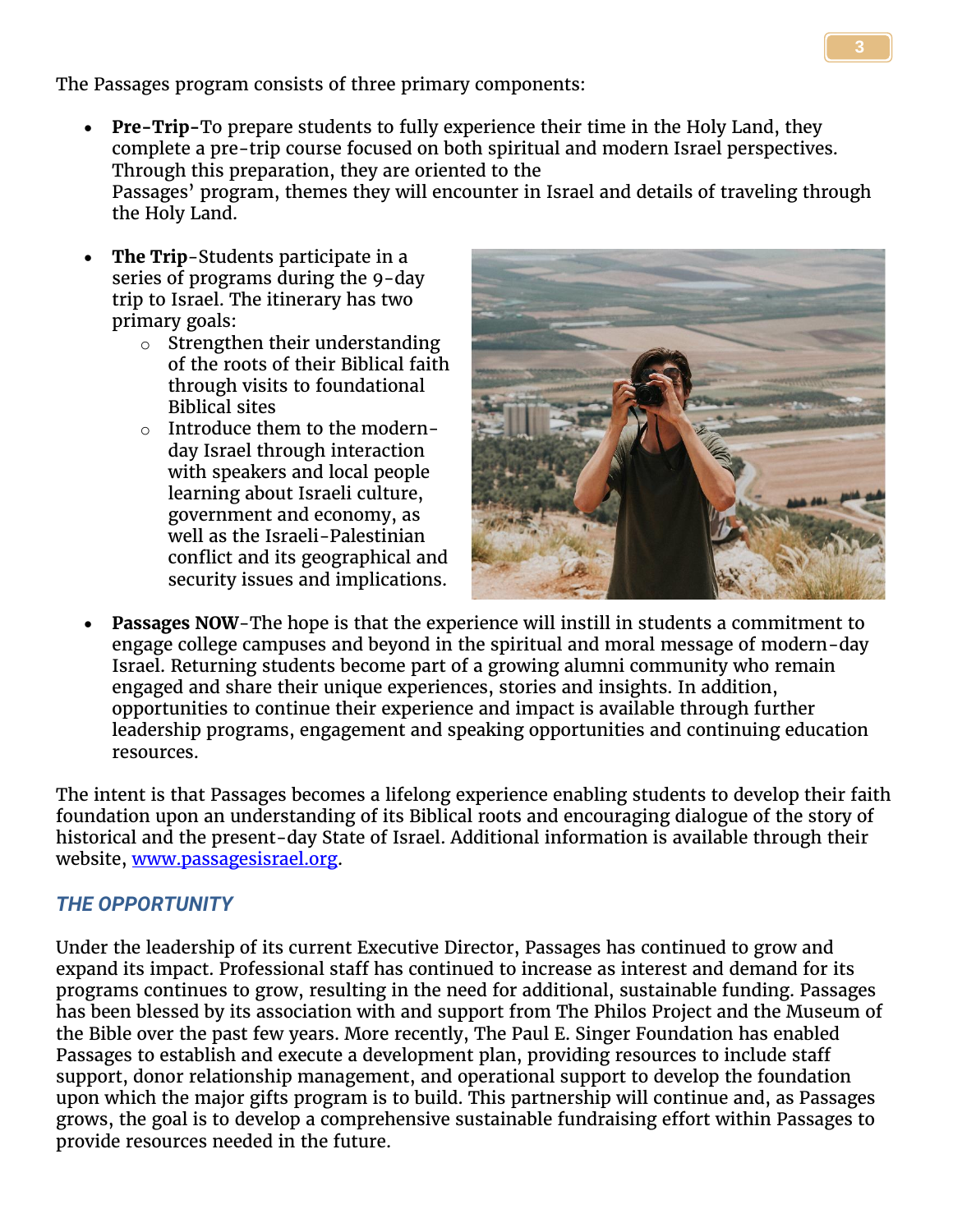The Passages program consists of three primary components:

- **Pre-Trip**-To prepare students to fully experience their time in the Holy Land, they complete a pre-trip course focused on both spiritual and modern Israel perspectives. Through this preparation, they are oriented to the Passages' program, themes they will encounter in Israel and details of traveling through the Holy Land.
- **The Trip**-Students participate in a series of programs during the 9-day trip to Israel. The itinerary has two primary goals:
  - Strengthen their understanding of the roots of their Biblical faith through visits to foundational Biblical sites
  - Introduce them to the modern-day Israel through interaction with speakers and local people learning about Israeli culture, government and economy, as well as the Israeli-Palestinian conflict and its geographical and security issues and implications.
- **Passages NOW**-The hope is that the experience will instill in students a commitment to engage college campuses and beyond in the spiritual and moral message of modern-day Israel. Returning students become part of a growing alumni community who remain engaged and share their unique experiences, stories and insights. In addition, opportunities to continue their experience and impact is available through further leadership programs, engagement and speaking opportunities and continuing education resources.

The intent is that Passages becomes a lifelong experience enabling students to develop their faith foundation upon an understanding of its Biblical roots and encouraging dialogue of the story of historical and the present-day State of Israel. Additional information is available through their website, www.passagesisrael.org.

## *THE OPPORTUNITY*

Under the leadership of its current Executive Director, Passages has continued to grow and expand its impact. Professional staff has continued to increase as interest and demand for its programs continues to grow, resulting in the need for additional, sustainable funding. Passages has been blessed by its association with and support from The Philos Project and the Museum of the Bible over the past few years. More recently, The Paul E. Singer Foundation has enabled Passages to establish and execute a development plan, providing resources to include staff support, donor relationship management, and operational support to develop the foundation upon which the major gifts program is to build. This partnership will continue and, as Passages grows, the goal is to develop a comprehensive sustainable fundraising effort within Passages to provide resources needed in the future.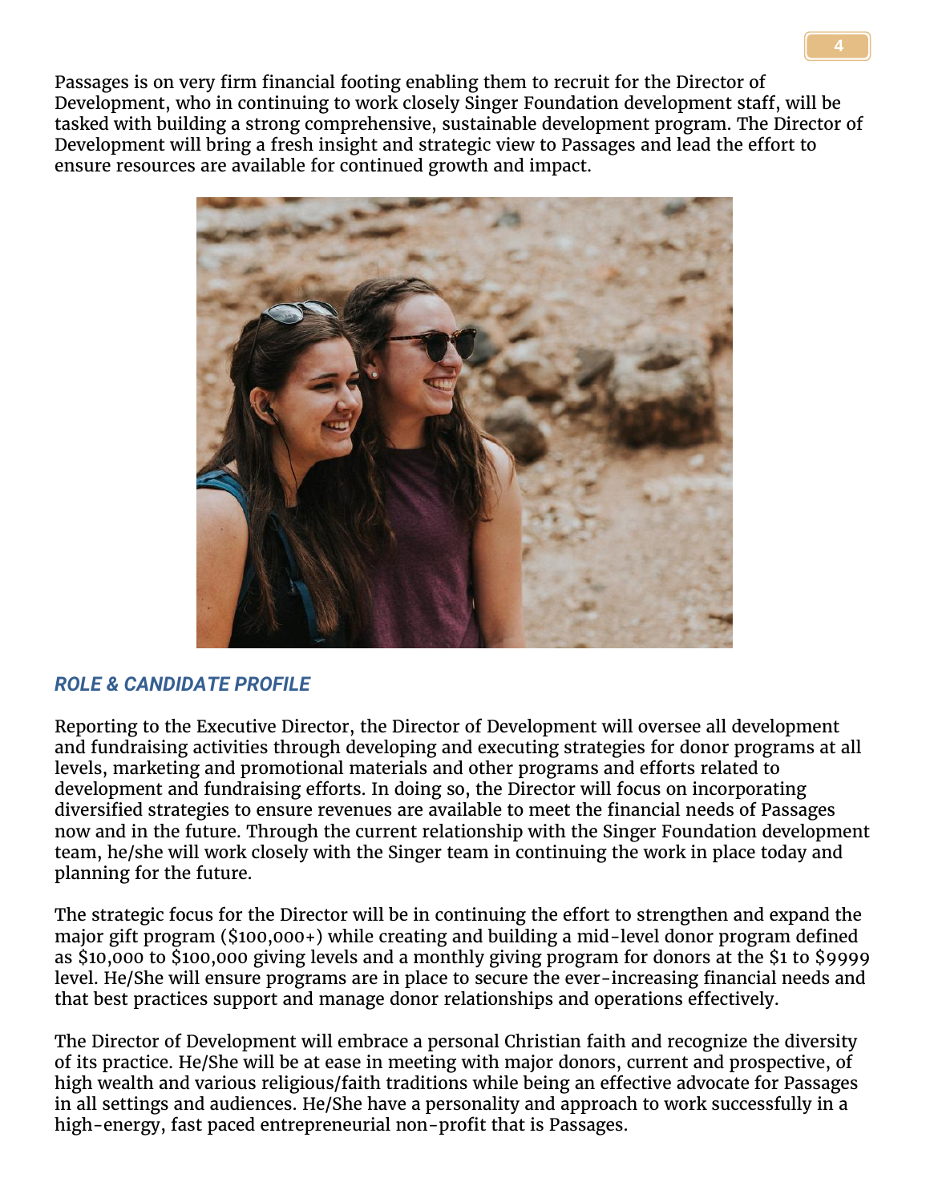Passages is on very firm financial footing enabling them to recruit for the Director of Development, who in continuing to work closely Singer Foundation development staff, will be tasked with building a strong comprehensive, sustainable development program. The Director of Development will bring a fresh insight and strategic view to Passages and lead the effort to ensure resources are available for continued growth and impact.

## *ROLE & CANDIDATE PROFILE*

Reporting to the Executive Director, the Director of Development will oversee all development and fundraising activities through developing and executing strategies for donor programs at all levels, marketing and promotional materials and other programs and efforts related to development and fundraising efforts. In doing so, the Director will focus on incorporating diversified strategies to ensure revenues are available to meet the financial needs of Passages now and in the future. Through the current relationship with the Singer Foundation development team, he/she will work closely with the Singer team in continuing the work in place today and planning for the future.

The strategic focus for the Director will be in continuing the effort to strengthen and expand the major gift program ($100,000+) while creating and building a mid-level donor program defined as $10,000 to $100,000 giving levels and a monthly giving program for donors at the $1 to $9999 level. He/She will ensure programs are in place to secure the ever-increasing financial needs and that best practices support and manage donor relationships and operations effectively.

The Director of Development will embrace a personal Christian faith and recognize the diversity of its practice. He/She will be at ease in meeting with major donors, current and prospective, of high wealth and various religious/faith traditions while being an effective advocate for Passages in all settings and audiences. He/She have a personality and approach to work successfully in a high-energy, fast paced entrepreneurial non-profit that is Passages.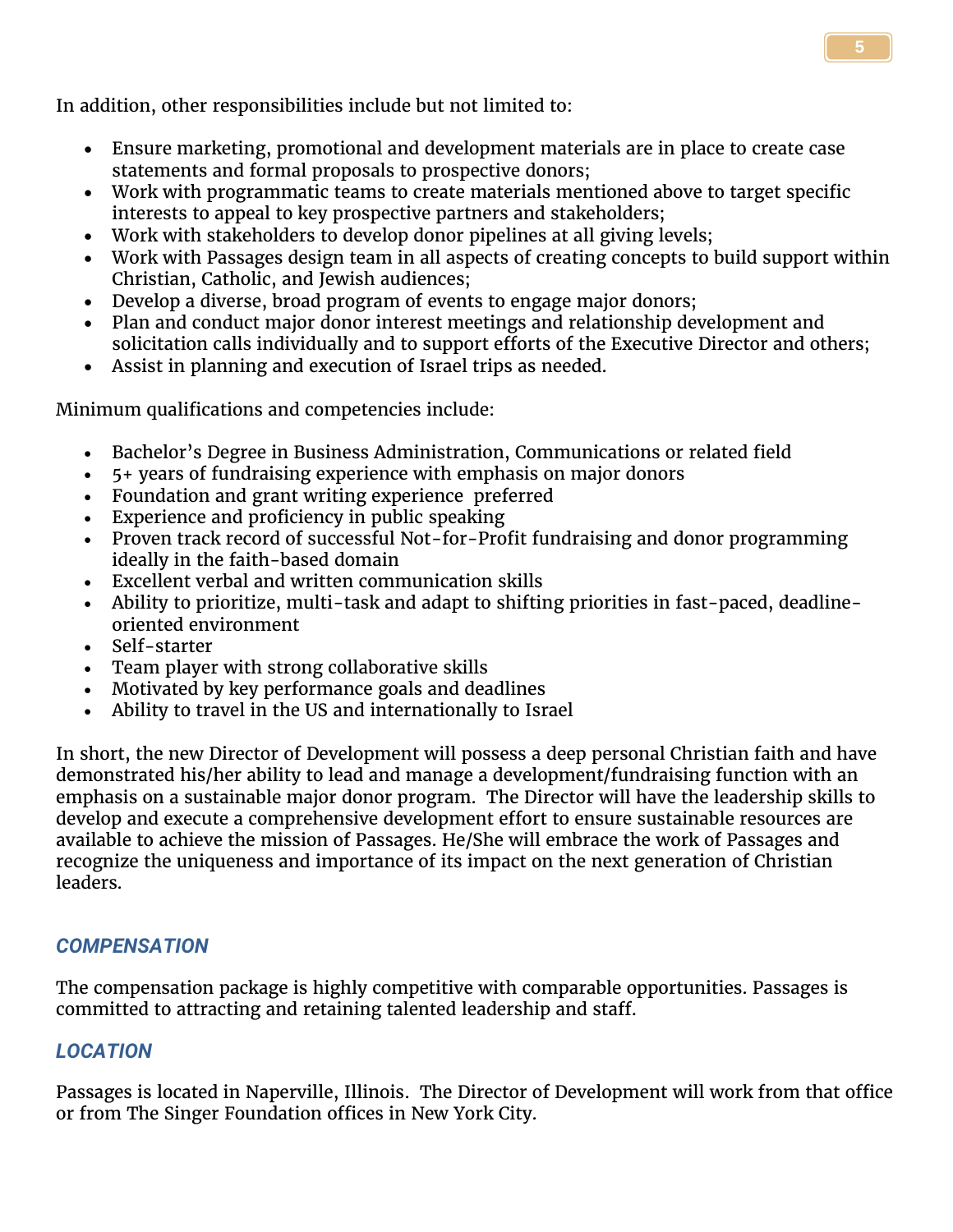In addition, other responsibilities include but not limited to:

- Ensure marketing, promotional and development materials are in place to create case statements and formal proposals to prospective donors;
- Work with programmatic teams to create materials mentioned above to target specific interests to appeal to key prospective partners and stakeholders;
- Work with stakeholders to develop donor pipelines at all giving levels;
- Work with Passages design team in all aspects of creating concepts to build support within Christian, Catholic, and Jewish audiences;
- Develop a diverse, broad program of events to engage major donors;
- Plan and conduct major donor interest meetings and relationship development and solicitation calls individually and to support efforts of the Executive Director and others;
- Assist in planning and execution of Israel trips as needed.

Minimum qualifications and competencies include:

- Bachelor's Degree in Business Administration, Communications or related field
- 5+ years of fundraising experience with emphasis on major donors
- Foundation and grant writing experience preferred
- Experience and proficiency in public speaking
- Proven track record of successful Not-for-Profit fundraising and donor programming ideally in the faith-based domain
- Excellent verbal and written communication skills
- Ability to prioritize, multi-task and adapt to shifting priorities in fast-paced, deadline-oriented environment
- Self-starter
- Team player with strong collaborative skills
- Motivated by key performance goals and deadlines
- Ability to travel in the US and internationally to Israel

In short, the new Director of Development will possess a deep personal Christian faith and have demonstrated his/her ability to lead and manage a development/fundraising function with an emphasis on a sustainable major donor program. The Director will have the leadership skills to develop and execute a comprehensive development effort to ensure sustainable resources are available to achieve the mission of Passages. He/She will embrace the work of Passages and recognize the uniqueness and importance of its impact on the next generation of Christian leaders.

## *COMPENSATION*

The compensation package is highly competitive with comparable opportunities. Passages is committed to attracting and retaining talented leadership and staff.

## *LOCATION*

Passages is located in Naperville, Illinois. The Director of Development will work from that office or from The Singer Foundation offices in New York City.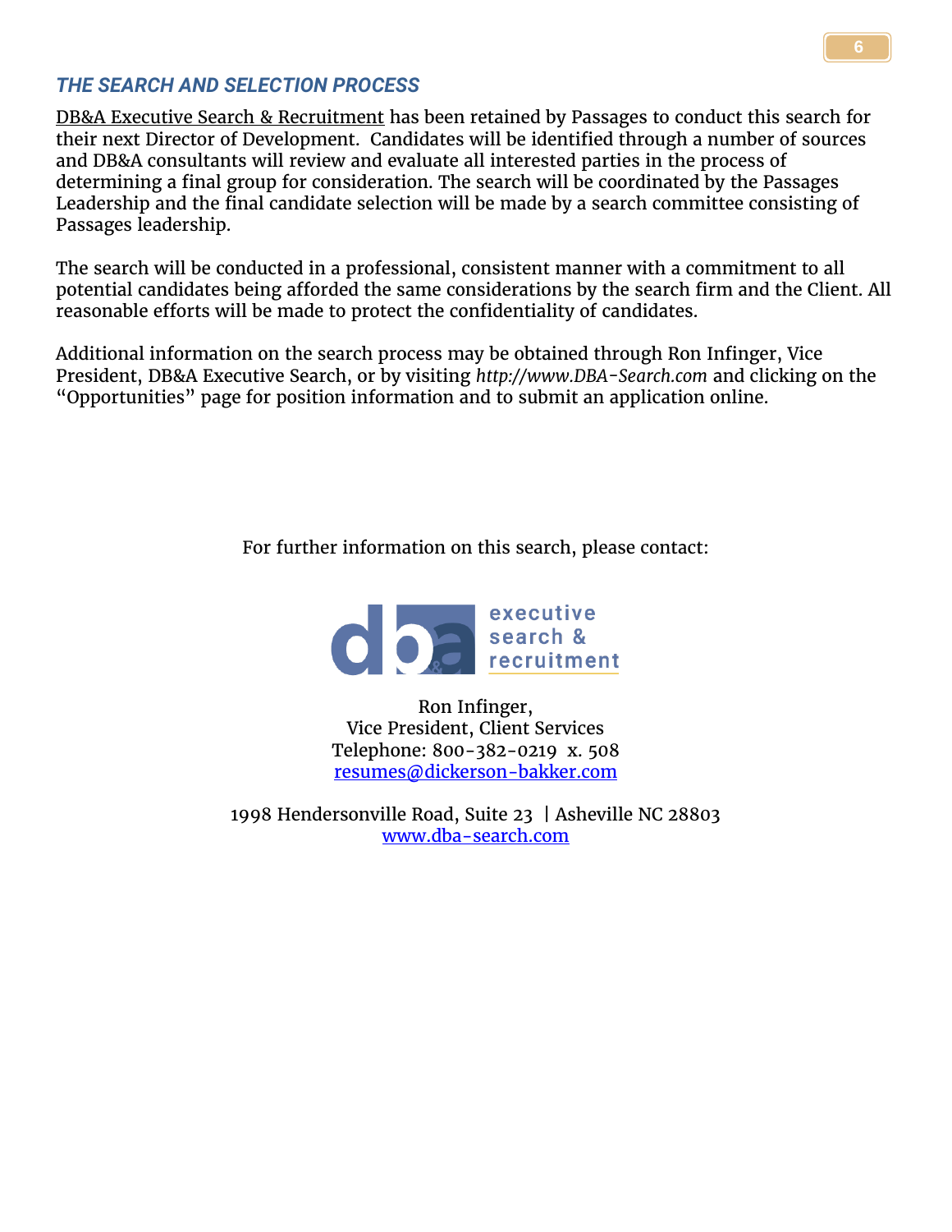### *THE SEARCH AND SELECTION PROCESS*

DB&A Executive Search & Recruitment has been retained by Passages to conduct this search for their next Director of Development. Candidates will be identified through a number of sources and DB&A consultants will review and evaluate all interested parties in the process of determining a final group for consideration. The search will be coordinated by the Passages Leadership and the final candidate selection will be made by a search committee consisting of Passages leadership.

The search will be conducted in a professional, consistent manner with a commitment to all potential candidates being afforded the same considerations by the search firm and the Client. All reasonable efforts will be made to protect the confidentiality of candidates.

Additional information on the search process may be obtained through Ron Infinger, Vice President, DB&A Executive Search, or by visiting *http://www.DBA-Search.com* and clicking on the "Opportunities" page for position information and to submit an application online.

For further information on this search, please contact:

dba executive search & recruitment

Ron Infinger,
Vice President, Client Services
Telephone: 800-382-0219 x. 508
resumes@dickerson-bakker.com

1998 Hendersonville Road, Suite 23 | Asheville NC 28803
www.dba-search.com